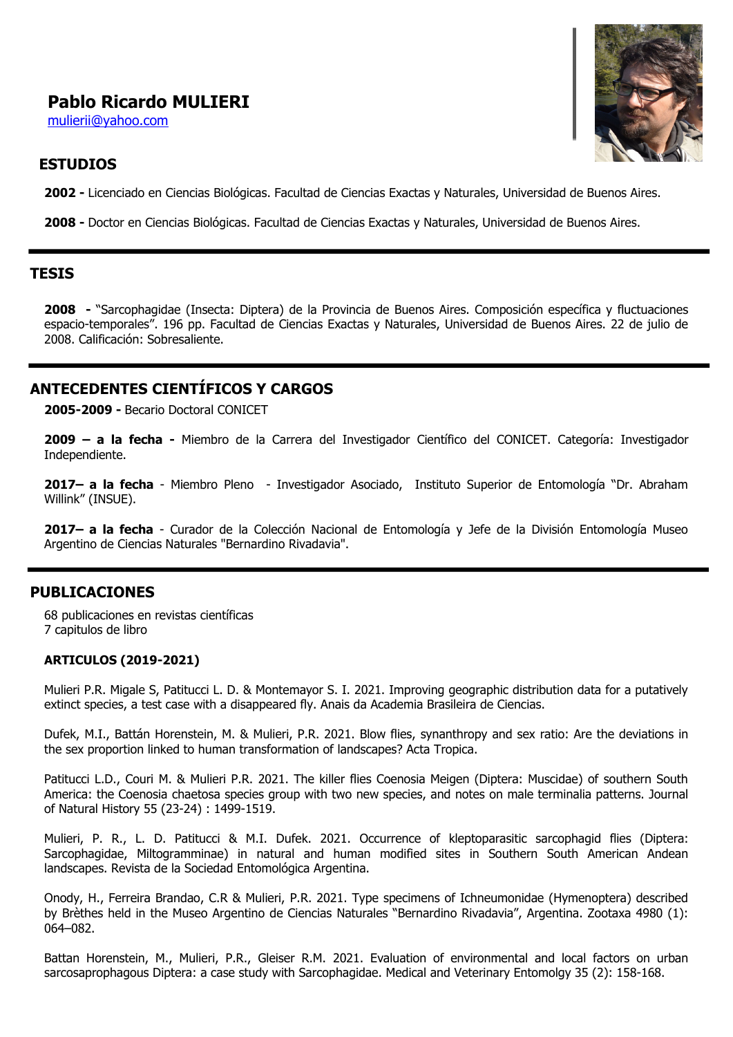# Pablo Ricardo MULIERI

mulierii@yahoo.com

## ESTUDIOS

**2002 -** Licenciado en Ciencias Biológicas. Facultad de Ciencias Exactas y Naturales, Universidad de Buenos Aires.

**2008 -** Doctor en Ciencias Biológicas. Facultad de Ciencias Exactas y Naturales, Universidad de Buenos Aires.

## TESIS

**2008 -** "Sarcophagidae (Insecta: Diptera) de la Provincia de Buenos Aires. Composición específica y fluctuaciones espacio-temporales". 196 pp. Facultad de Ciencias Exactas y Naturales, Universidad de Buenos Aires. 22 de julio de 2008. Calificación: Sobresaliente.

## ANTECEDENTES CIENTÍFICOS Y CARGOS

**2005-2009 -** Becario Doctoral CONICET

**2009 – a la fecha -** Miembro de la Carrera del Investigador Científico del CONICET. Categoría: Investigador Independiente.

**2017– a la fecha** - Miembro Pleno - Investigador Asociado, Instituto Superior de Entomología "Dr. Abraham Willink" (INSUE).

**2017– a la fecha** - Curador de la Colección Nacional de Entomología y Jefe de la División Entomología Museo Argentino de Ciencias Naturales "Bernardino Rivadavia".

## PUBLICACIONES

68 publicaciones en revistas científicas
7 capitulos de libro

### ARTICULOS (2019-2021)

Mulieri P.R. Migale S, Patitucci L. D. & Montemayor S. I. 2021. Improving geographic distribution data for a putatively extinct species, a test case with a disappeared fly. Anais da Academia Brasileira de Ciencias.

Dufek, M.I., Battán Horenstein, M. & Mulieri, P.R. 2021. Blow flies, synanthropy and sex ratio: Are the deviations in the sex proportion linked to human transformation of landscapes? Acta Tropica.

Patitucci L.D., Couri M. & Mulieri P.R. 2021. The killer flies Coenosia Meigen (Diptera: Muscidae) of southern South America: the Coenosia chaetosa species group with two new species, and notes on male terminalia patterns. Journal of Natural History 55 (23-24) : 1499-1519.

Mulieri, P. R., L. D. Patitucci & M.I. Dufek. 2021. Occurrence of kleptoparasitic sarcophagid flies (Diptera: Sarcophagidae, Miltogramminae) in natural and human modified sites in Southern South American Andean landscapes. Revista de la Sociedad Entomológica Argentina.

Onody, H., Ferreira Brandao, C.R & Mulieri, P.R. 2021. Type specimens of Ichneumonidae (Hymenoptera) described by Brèthes held in the Museo Argentino de Ciencias Naturales "Bernardino Rivadavia", Argentina. Zootaxa 4980 (1): 064–082.

Battan Horenstein, M., Mulieri, P.R., Gleiser R.M. 2021. Evaluation of environmental and local factors on urban sarcosaprophagous Diptera: a case study with Sarcophagidae. Medical and Veterinary Entomolgy 35 (2): 158-168.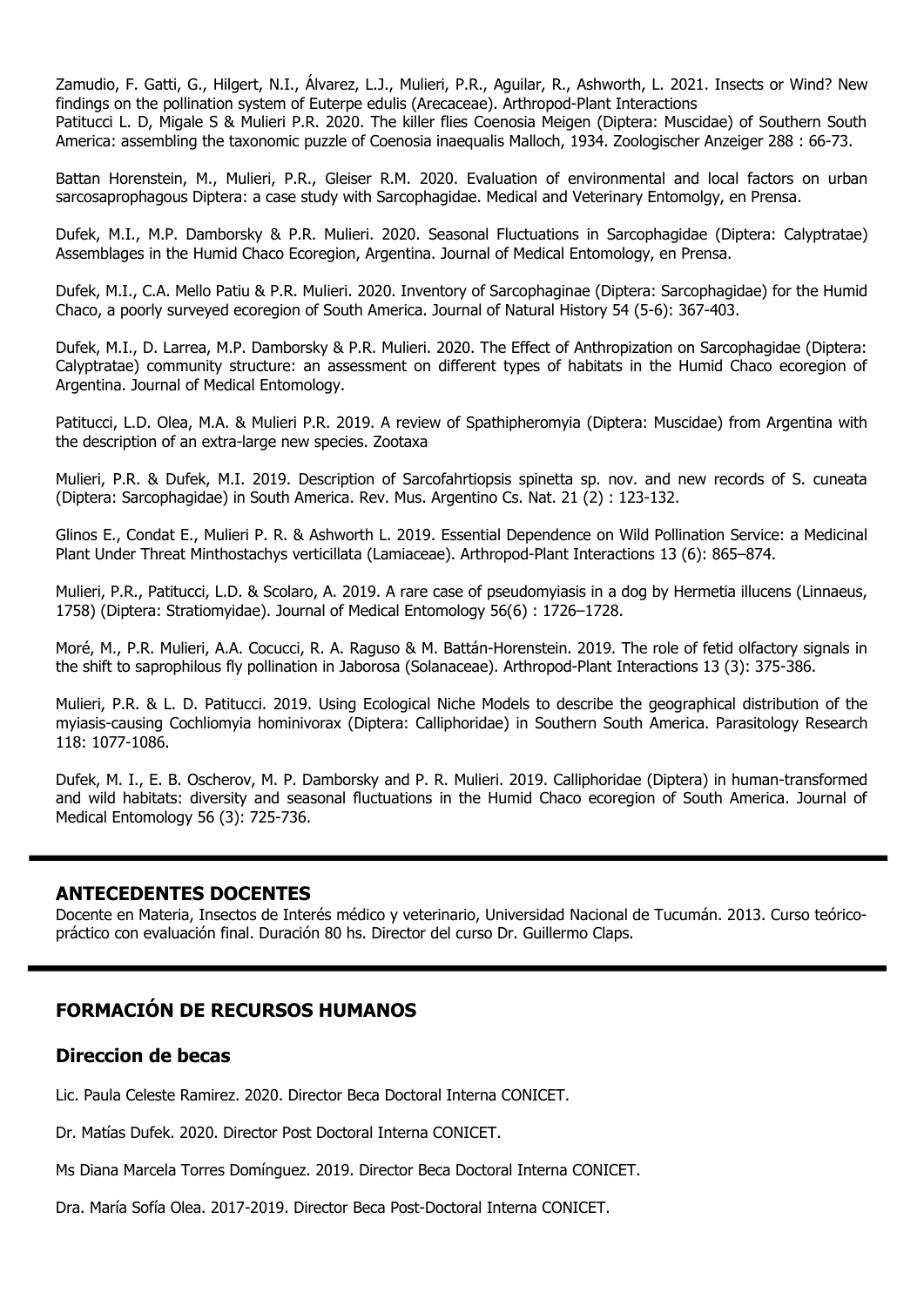Zamudio, F. Gatti, G., Hilgert, N.I., Álvarez, L.J., Mulieri, P.R., Aguilar, R., Ashworth, L. 2021. Insects or Wind? New findings on the pollination system of Euterpe edulis (Arecaceae). Arthropod-Plant Interactions
Patitucci L. D, Migale S & Mulieri P.R. 2020. The killer flies Coenosia Meigen (Diptera: Muscidae) of Southern South America: assembling the taxonomic puzzle of Coenosia inaequalis Malloch, 1934. Zoologischer Anzeiger 288 : 66-73.

Battan Horenstein, M., Mulieri, P.R., Gleiser R.M. 2020. Evaluation of environmental and local factors on urban sarcosaprophagous Diptera: a case study with Sarcophagidae. Medical and Veterinary Entomolgy, en Prensa.

Dufek, M.I., M.P. Damborsky & P.R. Mulieri. 2020. Seasonal Fluctuations in Sarcophagidae (Diptera: Calyptratae) Assemblages in the Humid Chaco Ecoregion, Argentina. Journal of Medical Entomology, en Prensa.

Dufek, M.I., C.A. Mello Patiu & P.R. Mulieri. 2020. Inventory of Sarcophaginae (Diptera: Sarcophagidae) for the Humid Chaco, a poorly surveyed ecoregion of South America. Journal of Natural History 54 (5-6): 367-403.

Dufek, M.I., D. Larrea, M.P. Damborsky & P.R. Mulieri. 2020. The Effect of Anthropization on Sarcophagidae (Diptera: Calyptratae) community structure: an assessment on different types of habitats in the Humid Chaco ecoregion of Argentina. Journal of Medical Entomology.

Patitucci, L.D. Olea, M.A. & Mulieri P.R. 2019. A review of Spathipheromyia (Diptera: Muscidae) from Argentina with the description of an extra-large new species. Zootaxa

Mulieri, P.R. & Dufek, M.I. 2019. Description of Sarcofahrtiopsis spinetta sp. nov. and new records of S. cuneata (Diptera: Sarcophagidae) in South America. Rev. Mus. Argentino Cs. Nat. 21 (2) : 123-132.

Glinos E., Condat E., Mulieri P. R. & Ashworth L. 2019. Essential Dependence on Wild Pollination Service: a Medicinal Plant Under Threat Minthostachys verticillata (Lamiaceae). Arthropod-Plant Interactions 13 (6): 865–874.

Mulieri, P.R., Patitucci, L.D. & Scolaro, A. 2019. A rare case of pseudomyiasis in a dog by Hermetia illucens (Linnaeus, 1758) (Diptera: Stratiomyidae). Journal of Medical Entomology 56(6) : 1726–1728.

Moré, M., P.R. Mulieri, A.A. Cocucci, R. A. Raguso & M. Battán-Horenstein. 2019. The role of fetid olfactory signals in the shift to saprophilous fly pollination in Jaborosa (Solanaceae). Arthropod-Plant Interactions 13 (3): 375-386.

Mulieri, P.R. & L. D. Patitucci. 2019. Using Ecological Niche Models to describe the geographical distribution of the myiasis-causing Cochliomyia hominivorax (Diptera: Calliphoridae) in Southern South America. Parasitology Research 118: 1077-1086.

Dufek, M. I., E. B. Oscherov, M. P. Damborsky and P. R. Mulieri. 2019. Calliphoridae (Diptera) in human-transformed and wild habitats: diversity and seasonal fluctuations in the Humid Chaco ecoregion of South America. Journal of Medical Entomology 56 (3): 725-736.

## ANTECEDENTES DOCENTES

Docente en Materia, Insectos de Interés médico y veterinario, Universidad Nacional de Tucumán. 2013. Curso teórico-práctico con evaluación final. Duración 80 hs. Director del curso Dr. Guillermo Claps.

## FORMACIÓN DE RECURSOS HUMANOS

### Direccion de becas

Lic. Paula Celeste Ramirez. 2020. Director Beca Doctoral Interna CONICET.

Dr. Matías Dufek. 2020. Director Post Doctoral Interna CONICET.

Ms Diana Marcela Torres Domínguez. 2019. Director Beca Doctoral Interna CONICET.

Dra. María Sofía Olea. 2017-2019. Director Beca Post-Doctoral Interna CONICET.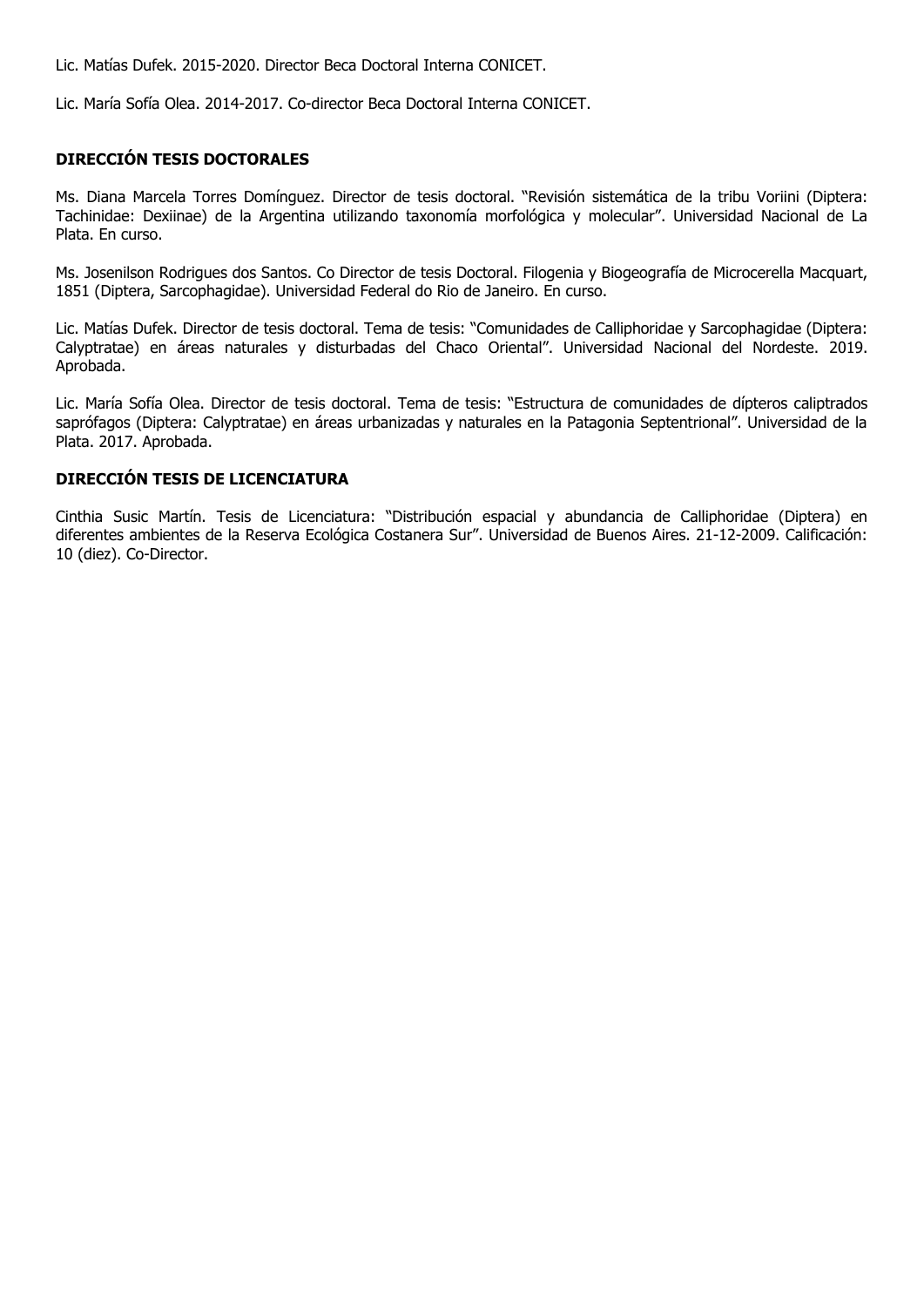Lic. Matías Dufek. 2015-2020. Director Beca Doctoral Interna CONICET.

Lic. María Sofía Olea. 2014-2017. Co-director Beca Doctoral Interna CONICET.

## DIRECCIÓN TESIS DOCTORALES

Ms. Diana Marcela Torres Domínguez. Director de tesis doctoral. "Revisión sistemática de la tribu Voriini (Diptera: Tachinidae: Dexiinae) de la Argentina utilizando taxonomía morfológica y molecular". Universidad Nacional de La Plata. En curso.

Ms. Josenilson Rodrigues dos Santos. Co Director de tesis Doctoral. Filogenia y Biogeografía de Microcerella Macquart, 1851 (Diptera, Sarcophagidae). Universidad Federal do Rio de Janeiro. En curso.

Lic. Matías Dufek. Director de tesis doctoral. Tema de tesis: "Comunidades de Calliphoridae y Sarcophagidae (Diptera: Calyptratae) en áreas naturales y disturbadas del Chaco Oriental". Universidad Nacional del Nordeste. 2019. Aprobada.

Lic. María Sofía Olea. Director de tesis doctoral. Tema de tesis: "Estructura de comunidades de dípteros caliptrados saprófagos (Diptera: Calyptratae) en áreas urbanizadas y naturales en la Patagonia Septentrional". Universidad de la Plata. 2017. Aprobada.

## DIRECCIÓN TESIS DE LICENCIATURA

Cinthia Susic Martín. Tesis de Licenciatura: "Distribución espacial y abundancia de Calliphoridae (Diptera) en diferentes ambientes de la Reserva Ecológica Costanera Sur". Universidad de Buenos Aires. 21-12-2009. Calificación: 10 (diez). Co-Director.